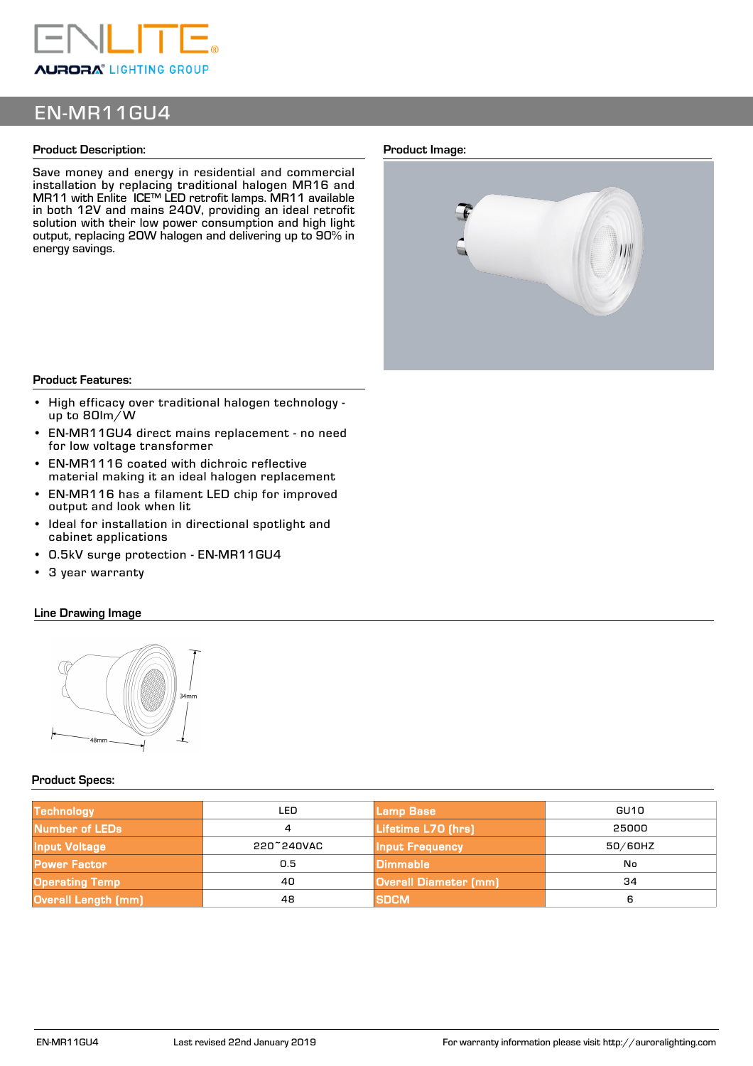ENLITE®
AURORA® LIGHTING GROUP

# EN-MR11GU4

## Product Description:

Save money and energy in residential and commercial installation by replacing traditional halogen MR16 and MR11 with Enlite ICE™ LED retrofit lamps. MR11 available in both 12V and mains 240V, providing an ideal retrofit solution with their low power consumption and high light output, replacing 20W halogen and delivering up to 90% in energy savings.

## Product Image:

## Product Features:

- High efficacy over traditional halogen technology - up to 80lm/W
- EN-MR11GU4 direct mains replacement - no need for low voltage transformer
- EN-MR1116 coated with dichroic reflective material making it an ideal halogen replacement
- EN-MR116 has a filament LED chip for improved output and look when lit
- Ideal for installation in directional spotlight and cabinet applications
- 0.5kV surge protection - EN-MR11GU4
- 3 year warranty

## Line Drawing Image

34mm

48mm

## Product Specs:

| | | | |
|---|---|---|---|
| Technology | LED | Lamp Base | GU10 |
| Number of LEDs | 4 | Lifetime L70 (hrs) | 25000 |
| Input Voltage | 220~240VAC | Input Frequency | 50/60HZ |
| Power Factor | 0.5 | Dimmable | No |
| Operating Temp | 40 | Overall Diameter (mm) | 34 |
| Overall Length (mm) | 48 | SDCM | 6 |

EN-MR11GU4 Last revised 22nd January 2019 For warranty information please visit http://auroralighting.com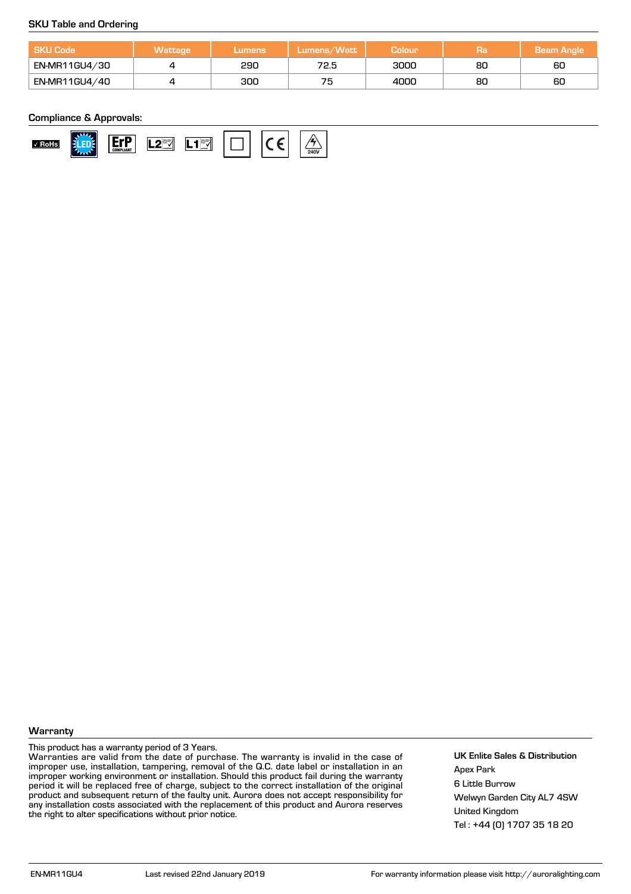## SKU Table and Ordering

| SKU Code | Wattage | Lumens | Lumens/Watt | Colour | Ra | Beam Angle |
| --- | --- | --- | --- | --- | --- | --- |
| EN-MR11GU4/30 | 4 | 290 | 72.5 | 3000 | 80 | 60 |
| EN-MR11GU4/40 | 4 | 300 | 75 | 4000 | 80 | 60 |

## Compliance & Approvals:

✓ RoHs LED ErP COMPLIANT L2 L1 CE 240V

## Warranty

This product has a warranty period of 3 Years.
Warranties are valid from the date of purchase. The warranty is invalid in the case of improper use, installation, tampering, removal of the Q.C. date label or installation in an improper working environment or installation. Should this product fail during the warranty period it will be replaced free of charge, subject to the correct installation of the original product and subsequent return of the faulty unit. Aurora does not accept responsibility for any installation costs associated with the replacement of this product and Aurora reserves the right to alter specifications without prior notice.

**UK Enlite Sales & Distribution**
Apex Park
6 Little Burrow
Welwyn Garden City AL7 4SW
United Kingdom
Tel : +44 (0) 1707 35 18 20

EN-MR11GU4 Last revised 22nd January 2019 For warranty information please visit http://auroralighting.com